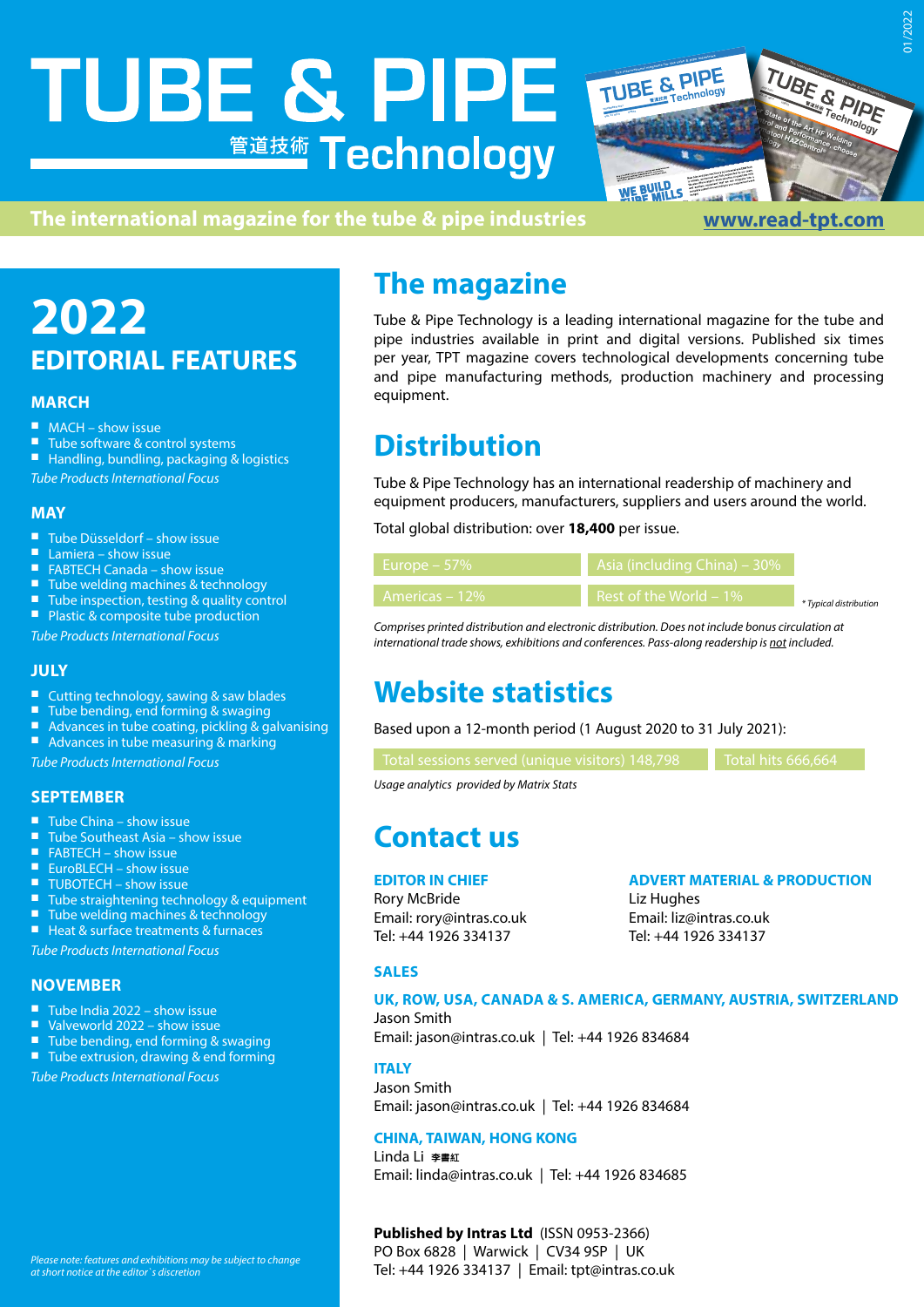# TUBE & PIPE 管道技術 Technology

**The international magazine for the tube & pipe industries**

www.read-tpt.com

## 2022 EDITORIAL FEATURES

### MARCH

- MACH – show issue
- Tube software & control systems
- Handling, bundling, packaging & logistics

*Tube Products International Focus*

### MAY

- Tube Düsseldorf – show issue
- Lamiera – show issue
- FABTECH Canada – show issue
- Tube welding machines & technology
- Tube inspection, testing & quality control
- Plastic & composite tube production

*Tube Products International Focus*

### JULY

- Cutting technology, sawing & saw blades
- Tube bending, end forming & swaging
- Advances in tube coating, pickling & galvanising
- Advances in tube measuring & marking

*Tube Products International Focus*

### SEPTEMBER

- Tube China – show issue
- Tube Southeast Asia – show issue
- FABTECH – show issue
- EuroBLECH – show issue
- TUBOTECH – show issue
- Tube straightening technology & equipment
- Tube welding machines & technology
- Heat & surface treatments & furnaces

*Tube Products International Focus*

### NOVEMBER

- Tube India 2022 – show issue
- Valveworld 2022 – show issue
- Tube bending, end forming & swaging
- Tube extrusion, drawing & end forming

*Tube Products International Focus*

*Please note: features and exhibitions may be subject to change at short notice at the editor`s discretion*

## The magazine

Tube & Pipe Technology is a leading international magazine for the tube and pipe industries available in print and digital versions. Published six times per year, TPT magazine covers technological developments concerning tube and pipe manufacturing methods, production machinery and processing equipment.

## Distribution

Tube & Pipe Technology has an international readership of machinery and equipment producers, manufacturers, suppliers and users around the world.

Total global distribution: over **18,400** per issue.

| | |
|---|---|
| Europe – 57% | Asia (including China) – 30% |
| Americas – 12% | Rest of the World – 1% |

*\* Typical distribution*

*Comprises printed distribution and electronic distribution. Does not include bonus circulation at international trade shows, exhibitions and conferences. Pass-along readership is not included.*

## Website statistics

Based upon a 12-month period (1 August 2020 to 31 July 2021):

| | |
|---|---|
| Total sessions served (unique visitors) 148,798 | Total hits 666,664 |

*Usage analytics provided by Matrix Stats*

## Contact us

**EDITOR IN CHIEF**
Rory McBride
Email: rory@intras.co.uk
Tel: +44 1926 334137

**ADVERT MATERIAL & PRODUCTION**
Liz Hughes
Email: liz@intras.co.uk
Tel: +44 1926 334137

**SALES**

**UK, ROW, USA, CANADA & S. AMERICA, GERMANY, AUSTRIA, SWITZERLAND**
Jason Smith
Email: jason@intras.co.uk | Tel: +44 1926 834684

**ITALY**
Jason Smith
Email: jason@intras.co.uk | Tel: +44 1926 834684

**CHINA, TAIWAN, HONG KONG**
Linda Li 李書紅
Email: linda@intras.co.uk | Tel: +44 1926 834685

**Published by Intras Ltd** (ISSN 0953-2366)
PO Box 6828 | Warwick | CV34 9SP | UK
Tel: +44 1926 334137 | Email: tpt@intras.co.uk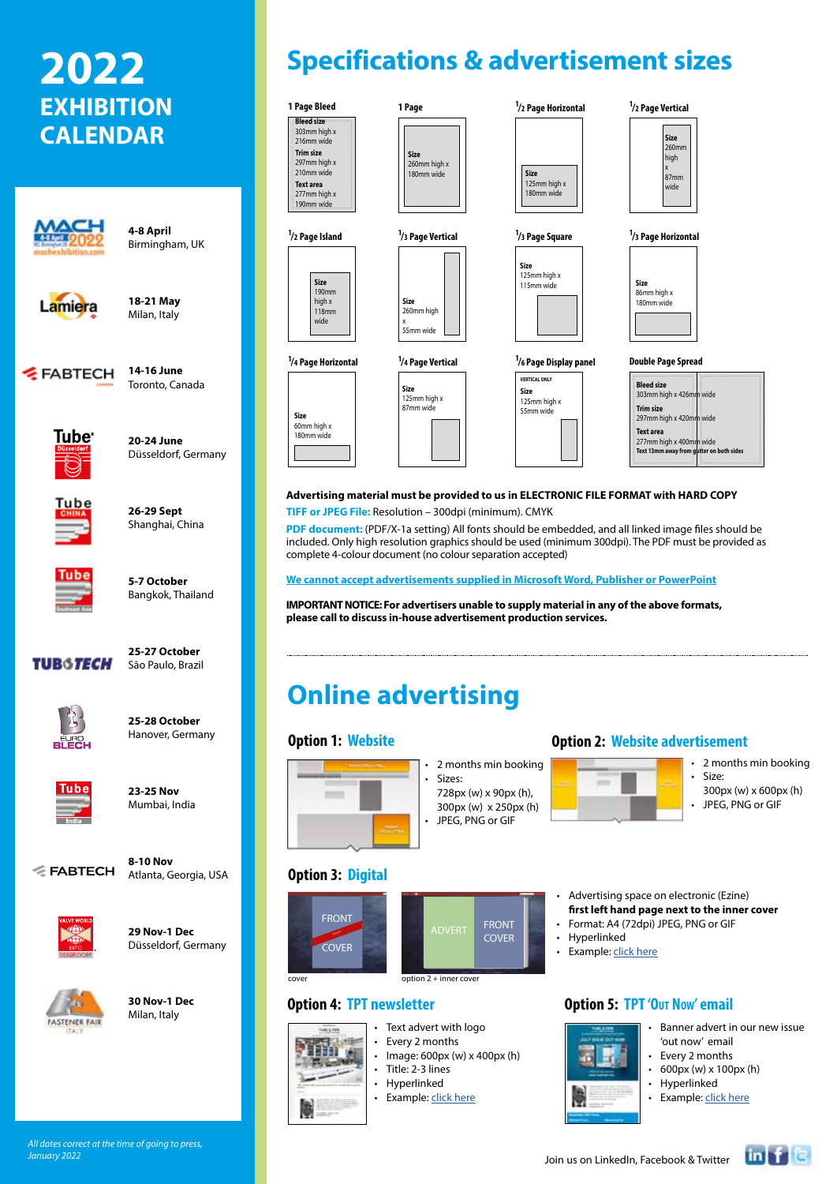# 2022 EXHIBITION CALENDAR

**4-8 April**
Birmingham, UK

**18-21 May**
Milan, Italy

**14-16 June**
Toronto, Canada

**20-24 June**
Düsseldorf, Germany

**26-29 Sept**
Shanghai, China

**5-7 October**
Bangkok, Thailand

**25-27 October**
São Paulo, Brazil

**25-28 October**
Hanover, Germany

**23-25 Nov**
Mumbai, India

**8-10 Nov**
Atlanta, Georgia, USA

**29 Nov-1 Dec**
Düsseldorf, Germany

**30 Nov-1 Dec**
Milan, Italy

*All dates correct at the time of going to press, January 2022*

# Specifications & advertisement sizes

**1 Page Bleed**
Bleed size: 303mm high x 216mm wide
Trim size: 297mm high x 210mm wide
Text area: 277mm high x 190mm wide

**1 Page**
Size: 260mm high x 180mm wide

**1/2 Page Horizontal**
Size: 125mm high x 180mm wide

**1/2 Page Vertical**
Size: 260mm high x 87mm wide

**1/2 Page Island**
Size: 190mm high x 118mm wide

**1/3 Page Vertical**
Size: 260mm high x 55mm wide

**1/3 Page Square**
Size: 125mm high x 115mm wide

**1/3 Page Horizontal**
Size: 86mm high x 180mm wide

**1/4 Page Horizontal**
Size: 60mm high x 180mm wide

**1/4 Page Vertical**
Size: 125mm high x 87mm wide

**1/6 Page Display panel**
VERTICAL ONLY
Size: 125mm high x 55mm wide

**Double Page Spread**
Bleed size: 303mm high x 426mm wide
Trim size: 297mm high x 420mm wide
Text area: 277mm high x 400mm wide
Text 13mm away from gutter on both sides

**Advertising material must be provided to us in ELECTRONIC FILE FORMAT with HARD COPY**

TIFF or JPEG File: Resolution – 300dpi (minimum). CMYK

PDF document: (PDF/X-1a setting) All fonts should be embedded, and all linked image files should be included. Only high resolution graphics should be used (minimum 300dpi). The PDF must be provided as complete 4-colour document (no colour separation accepted)

We cannot accept advertisements supplied in Microsoft Word, Publisher or PowerPoint

**IMPORTANT NOTICE: For advertisers unable to supply material in any of the above formats, please call to discuss in-house advertisement production services.**

# Online advertising

## Option 1: Website

- 2 months min booking
- Sizes:
  728px (w) x 90px (h),
  300px (w) x 250px (h)
- JPEG, PNG or GIF

## Option 2: Website advertisement

- 2 months min booking
- Size:
  300px (w) x 600px (h)
- JPEG, PNG or GIF

## Option 3: Digital

cover

option 2 + inner cover

- Advertising space on electronic (Ezine) **first left hand page next to the inner cover**
- Format: A4 (72dpi) JPEG, PNG or GIF
- Hyperlinked
- Example: click here

## Option 4: TPT newsletter

- Text advert with logo
- Every 2 months
- Image: 600px (w) x 400px (h)
- Title: 2-3 lines
- Hyperlinked
- Example: click here

## Option 5: TPT 'Out Now' email

- Banner advert in our new issue 'out now' email
- Every 2 months
- 600px (w) x 100px (h)
- Hyperlinked
- Example: click here

Join us on LinkedIn, Facebook & Twitter